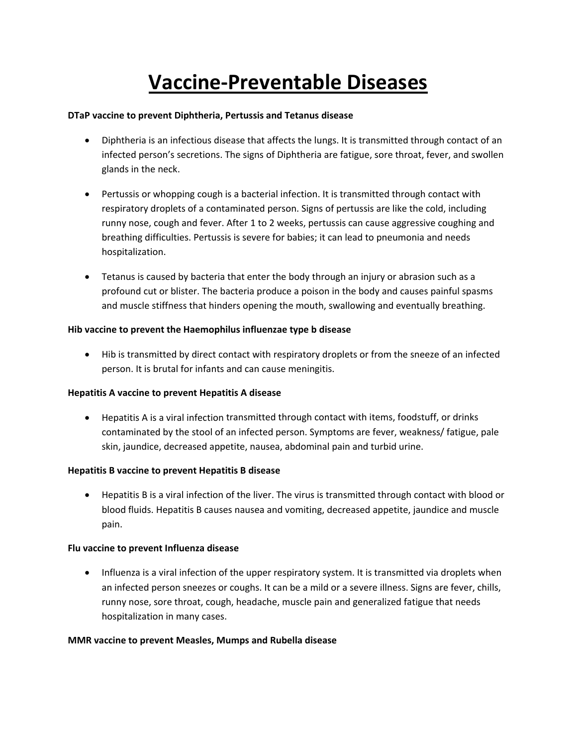# Vaccine-Preventable Diseases

**DTaP vaccine to prevent Diphtheria, Pertussis and Tetanus disease**

- Diphtheria is an infectious disease that affects the lungs. It is transmitted through contact of an infected person's secretions. The signs of Diphtheria are fatigue, sore throat, fever, and swollen glands in the neck.

- Pertussis or whopping cough is a bacterial infection. It is transmitted through contact with respiratory droplets of a contaminated person. Signs of pertussis are like the cold, including runny nose, cough and fever. After 1 to 2 weeks, pertussis can cause aggressive coughing and breathing difficulties. Pertussis is severe for babies; it can lead to pneumonia and needs hospitalization.

- Tetanus is caused by bacteria that enter the body through an injury or abrasion such as a profound cut or blister. The bacteria produce a poison in the body and causes painful spasms and muscle stiffness that hinders opening the mouth, swallowing and eventually breathing.

**Hib vaccine to prevent the Haemophilus influenzae type b disease**

- Hib is transmitted by direct contact with respiratory droplets or from the sneeze of an infected person. It is brutal for infants and can cause meningitis.

**Hepatitis A vaccine to prevent Hepatitis A disease**

- Hepatitis A is a viral infection transmitted through contact with items, foodstuff, or drinks contaminated by the stool of an infected person. Symptoms are fever, weakness/ fatigue, pale skin, jaundice, decreased appetite, nausea, abdominal pain and turbid urine.

**Hepatitis B vaccine to prevent Hepatitis B disease**

- Hepatitis B is a viral infection of the liver. The virus is transmitted through contact with blood or blood fluids. Hepatitis B causes nausea and vomiting, decreased appetite, jaundice and muscle pain.

**Flu vaccine to prevent Influenza disease**

- Influenza is a viral infection of the upper respiratory system. It is transmitted via droplets when an infected person sneezes or coughs. It can be a mild or a severe illness. Signs are fever, chills, runny nose, sore throat, cough, headache, muscle pain and generalized fatigue that needs hospitalization in many cases.

**MMR vaccine to prevent Measles, Mumps and Rubella disease**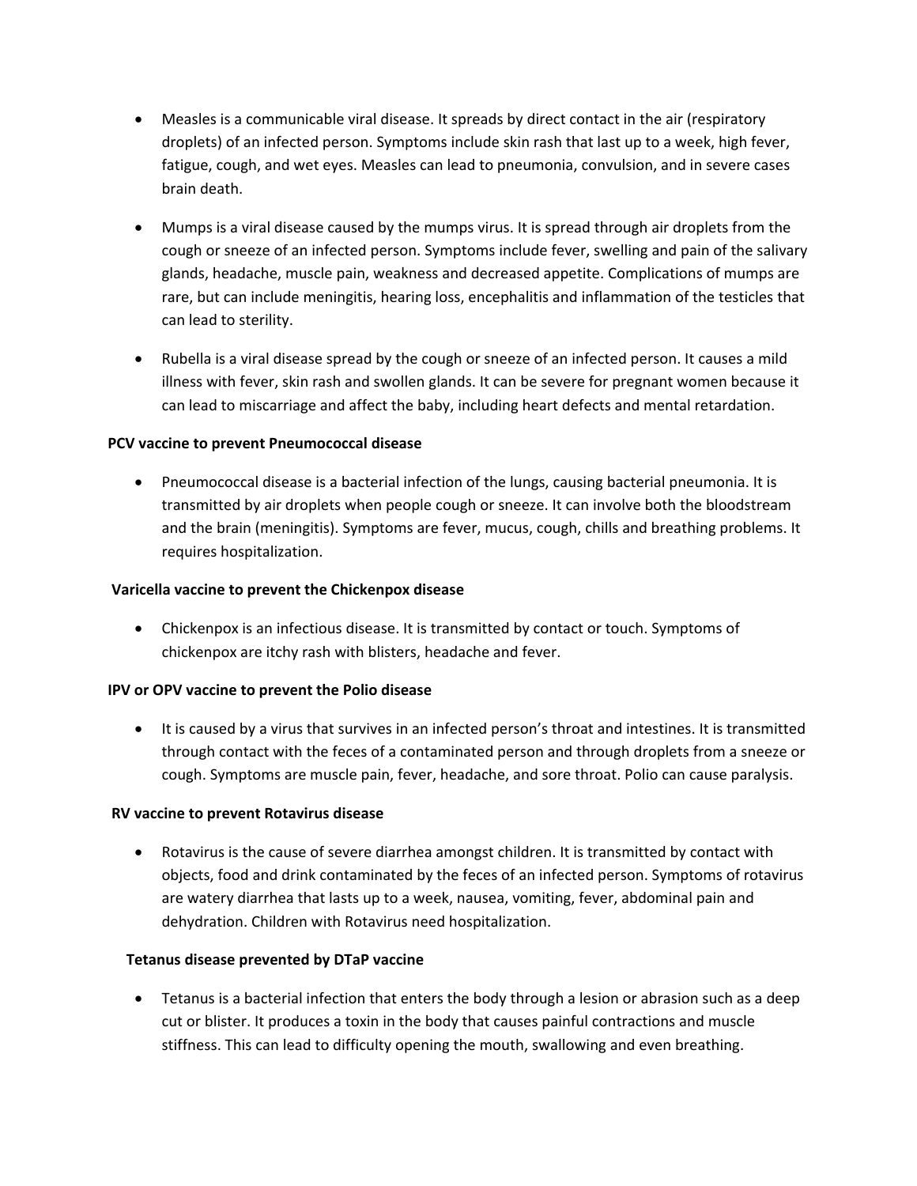- Measles is a communicable viral disease. It spreads by direct contact in the air (respiratory droplets) of an infected person. Symptoms include skin rash that last up to a week, high fever, fatigue, cough, and wet eyes. Measles can lead to pneumonia, convulsion, and in severe cases brain death.

- Mumps is a viral disease caused by the mumps virus. It is spread through air droplets from the cough or sneeze of an infected person. Symptoms include fever, swelling and pain of the salivary glands, headache, muscle pain, weakness and decreased appetite. Complications of mumps are rare, but can include meningitis, hearing loss, encephalitis and inflammation of the testicles that can lead to sterility.

- Rubella is a viral disease spread by the cough or sneeze of an infected person. It causes a mild illness with fever, skin rash and swollen glands. It can be severe for pregnant women because it can lead to miscarriage and affect the baby, including heart defects and mental retardation.

**PCV vaccine to prevent Pneumococcal disease**

- Pneumococcal disease is a bacterial infection of the lungs, causing bacterial pneumonia. It is transmitted by air droplets when people cough or sneeze. It can involve both the bloodstream and the brain (meningitis). Symptoms are fever, mucus, cough, chills and breathing problems. It requires hospitalization.

**Varicella vaccine to prevent the Chickenpox disease**

- Chickenpox is an infectious disease. It is transmitted by contact or touch. Symptoms of chickenpox are itchy rash with blisters, headache and fever.

**IPV or OPV vaccine to prevent the Polio disease**

- It is caused by a virus that survives in an infected person's throat and intestines. It is transmitted through contact with the feces of a contaminated person and through droplets from a sneeze or cough. Symptoms are muscle pain, fever, headache, and sore throat. Polio can cause paralysis.

**RV vaccine to prevent Rotavirus disease**

- Rotavirus is the cause of severe diarrhea amongst children. It is transmitted by contact with objects, food and drink contaminated by the feces of an infected person. Symptoms of rotavirus are watery diarrhea that lasts up to a week, nausea, vomiting, fever, abdominal pain and dehydration. Children with Rotavirus need hospitalization.

**Tetanus disease prevented by DTaP vaccine**

- Tetanus is a bacterial infection that enters the body through a lesion or abrasion such as a deep cut or blister. It produces a toxin in the body that causes painful contractions and muscle stiffness. This can lead to difficulty opening the mouth, swallowing and even breathing.